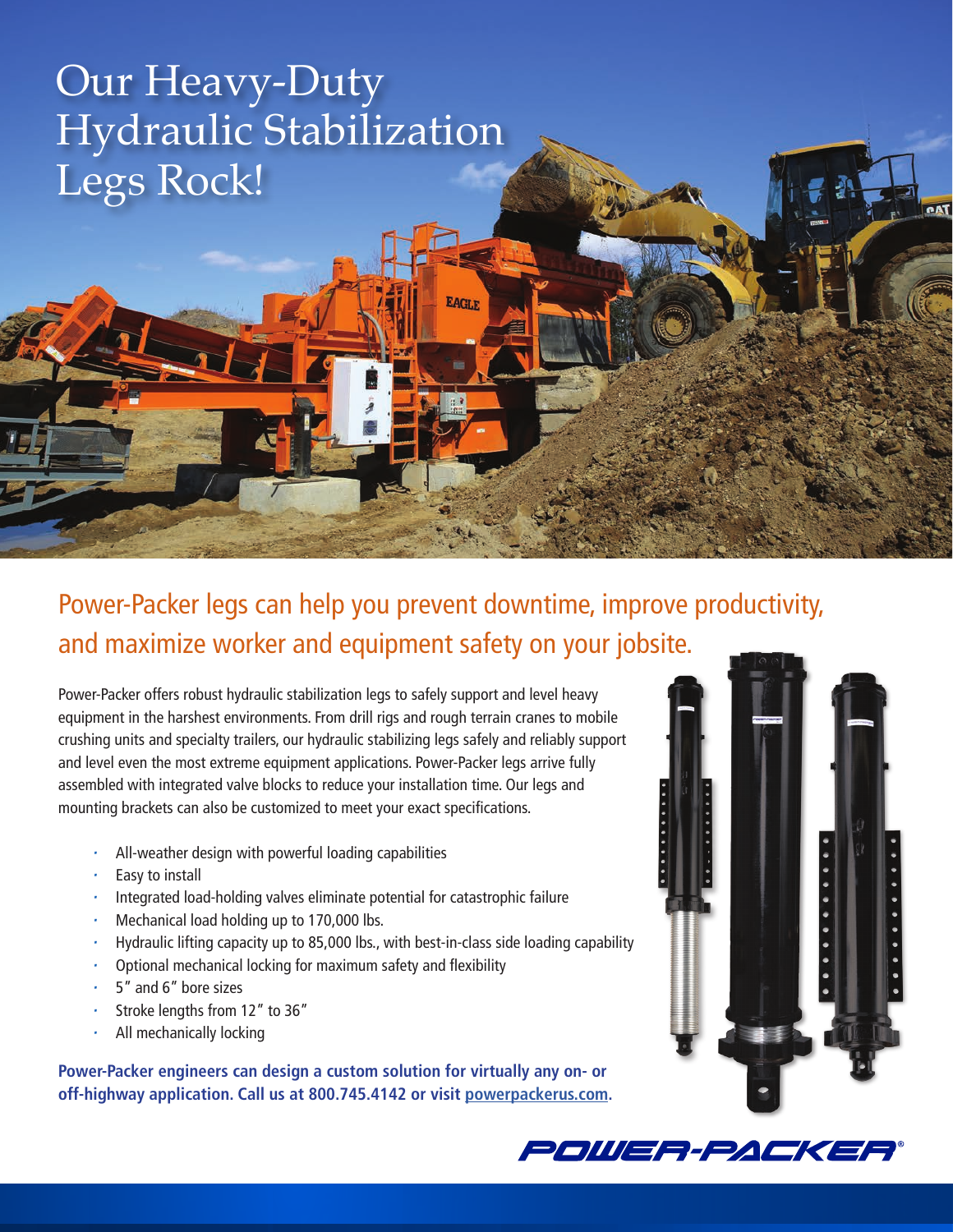# Our Heavy-Duty Hydraulic Stabilization Legs Rock!

## Power-Packer legs can help you prevent downtime, improve productivity, and maximize worker and equipment safety on your jobsite.

Power-Packer offers robust hydraulic stabilization legs to safely support and level heavy equipment in the harshest environments. From drill rigs and rough terrain cranes to mobile crushing units and specialty trailers, our hydraulic stabilizing legs safely and reliably support and level even the most extreme equipment applications. Power-Packer legs arrive fully assembled with integrated valve blocks to reduce your installation time. Our legs and mounting brackets can also be customized to meet your exact specifications.

- All-weather design with powerful loading capabilities
- Easy to install
- Integrated load-holding valves eliminate potential for catastrophic failure
- Mechanical load holding up to 170,000 lbs.
- Hydraulic lifting capacity up to 85,000 lbs., with best-in-class side loading capability
- Optional mechanical locking for maximum safety and flexibility
- 5″ and 6″ bore sizes
- Stroke lengths from 12″ to 36″
- All mechanically locking

**Power-Packer engineers can design a custom solution for virtually any on- or off-highway application. Call us at 800.745.4142 or visit powerpackerus.com.**

POWER-PACKER®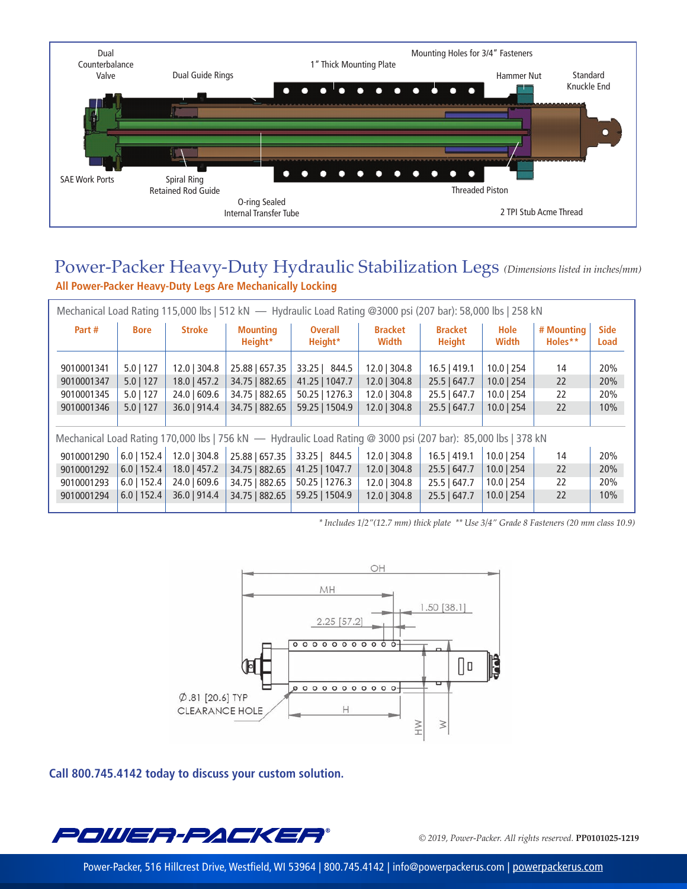Dual Counterbalance Valve

Dual Guide Rings

1" Thick Mounting Plate

Mounting Holes for 3/4" Fasteners

Hammer Nut

Standard Knuckle End

SAE Work Ports

Spiral Ring Retained Rod Guide

O-ring Sealed Internal Transfer Tube

Threaded Piston

2 TPI Stub Acme Thread

## Power-Packer Heavy-Duty Hydraulic Stabilization Legs *(Dimensions listed in inches/mm)*

**All Power-Packer Heavy-Duty Legs Are Mechanically Locking**

| Part # | Bore | Stroke | Mounting Height* | Overall Height* | Bracket Width | Bracket Height | Hole Width | # Mounting Holes** | Side Load |
|---|---|---|---|---|---|---|---|---|---|
| Mechanical Load Rating 115,000 lbs \| 512 kN — Hydraulic Load Rating @3000 psi (207 bar): 58,000 lbs \| 258 kN | | | | | | | | | |
| 9010001341 | 5.0 \| 127 | 12.0 \| 304.8 | 25.88 \| 657.35 | 33.25 \| 844.5 | 12.0 \| 304.8 | 16.5 \| 419.1 | 10.0 \| 254 | 14 | 20% |
| 9010001347 | 5.0 \| 127 | 18.0 \| 457.2 | 34.75 \| 882.65 | 41.25 \| 1047.7 | 12.0 \| 304.8 | 25.5 \| 647.7 | 10.0 \| 254 | 22 | 20% |
| 9010001345 | 5.0 \| 127 | 24.0 \| 609.6 | 34.75 \| 882.65 | 50.25 \| 1276.3 | 12.0 \| 304.8 | 25.5 \| 647.7 | 10.0 \| 254 | 22 | 20% |
| 9010001346 | 5.0 \| 127 | 36.0 \| 914.4 | 34.75 \| 882.65 | 59.25 \| 1504.9 | 12.0 \| 304.8 | 25.5 \| 647.7 | 10.0 \| 254 | 22 | 10% |
| Mechanical Load Rating 170,000 lbs \| 756 kN — Hydraulic Load Rating @ 3000 psi (207 bar): 85,000 lbs \| 378 kN | | | | | | | | | |
| 9010001290 | 6.0 \| 152.4 | 12.0 \| 304.8 | 25.88 \| 657.35 | 33.25 \| 844.5 | 12.0 \| 304.8 | 16.5 \| 419.1 | 10.0 \| 254 | 14 | 20% |
| 9010001292 | 6.0 \| 152.4 | 18.0 \| 457.2 | 34.75 \| 882.65 | 41.25 \| 1047.7 | 12.0 \| 304.8 | 25.5 \| 647.7 | 10.0 \| 254 | 22 | 20% |
| 9010001293 | 6.0 \| 152.4 | 24.0 \| 609.6 | 34.75 \| 882.65 | 50.25 \| 1276.3 | 12.0 \| 304.8 | 25.5 \| 647.7 | 10.0 \| 254 | 22 | 20% |
| 9010001294 | 6.0 \| 152.4 | 36.0 \| 914.4 | 34.75 \| 882.65 | 59.25 \| 1504.9 | 12.0 \| 304.8 | 25.5 \| 647.7 | 10.0 \| 254 | 22 | 10% |

*\* Includes 1/2"(12.7 mm) thick plate \*\* Use 3/4" Grade 8 Fasteners (20 mm class 10.9)*

OH

MH

1.50 [38.1]

2.25 [57.2]

Ø.81 [20.6] TYP CLEARANCE HOLE

H

HW

W

**Call 800.745.4142 today to discuss your custom solution.**

POWER-PACKER®

© 2019, Power-Packer. All rights reserved. **PP0101025-1219**

Power-Packer, 516 Hillcrest Drive, Westfield, WI 53964 | 800.745.4142 | info@powerpackerus.com | powerpackerus.com